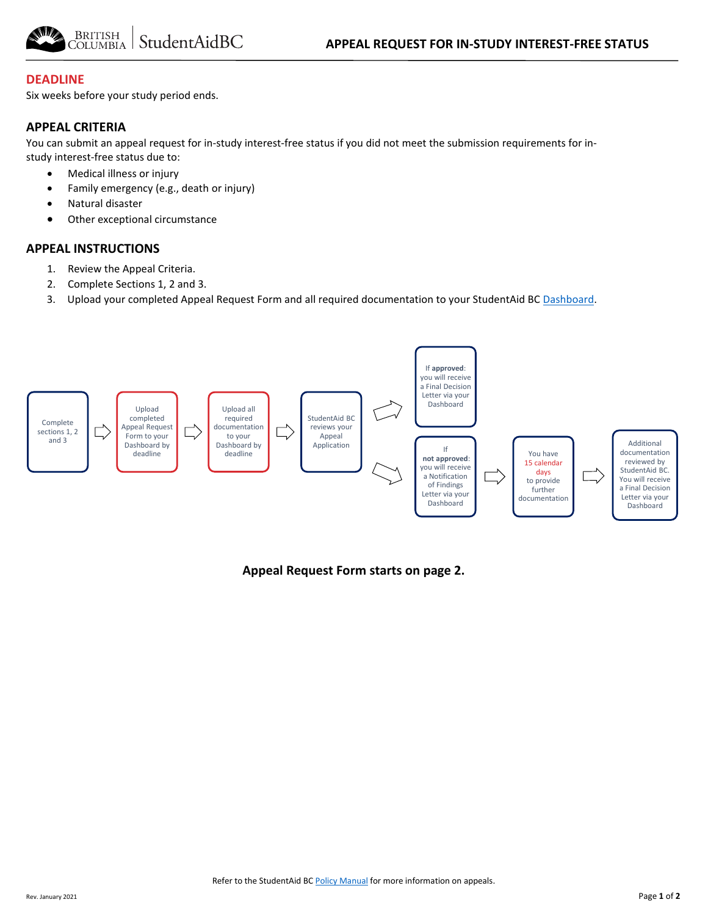BRITISH COLUMBIA | StudentAidBC

# APPEAL REQUEST FOR IN-STUDY INTEREST-FREE STATUS

## DEADLINE

Six weeks before your study period ends.

## APPEAL CRITERIA

You can submit an appeal request for in-study interest-free status if you did not meet the submission requirements for in-study interest-free status due to:

- Medical illness or injury
- Family emergency (e.g., death or injury)
- Natural disaster
- Other exceptional circumstance

## APPEAL INSTRUCTIONS

1. Review the Appeal Criteria.
2. Complete Sections 1, 2 and 3.
3. Upload your completed Appeal Request Form and all required documentation to your StudentAid BC [Dashboard](Dashboard).

Complete sections 1, 2 and 3 ⇨ Upload completed Appeal Request Form to your Dashboard by deadline ⇨ Upload all required documentation to your Dashboard by deadline ⇨ StudentAid BC reviews your Appeal Application

- If **approved**: you will receive a Final Decision Letter via your Dashboard
- If **not approved**: you will receive a Notification of Findings Letter via your Dashboard ⇨ You have 15 calendar days to provide further documentation ⇨ Additional documentation reviewed by StudentAid BC. You will receive a Final Decision Letter via your Dashboard

**Appeal Request Form starts on page 2.**

Refer to the StudentAid BC [Policy Manual](Policy Manual) for more information on appeals.

Rev. January 2021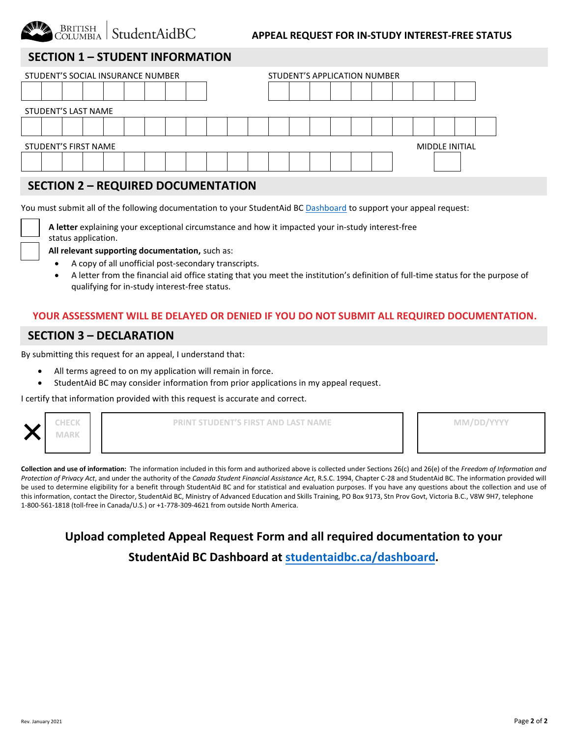BRITISH COLUMBIA | StudentAidBC

**APPEAL REQUEST FOR IN-STUDY INTEREST-FREE STATUS**

## SECTION 1 – STUDENT INFORMATION

STUDENT'S SOCIAL INSURANCE NUMBER

STUDENT'S APPLICATION NUMBER

STUDENT'S LAST NAME

STUDENT'S FIRST NAME

MIDDLE INITIAL

## SECTION 2 – REQUIRED DOCUMENTATION

You must submit all of the following documentation to your StudentAid BC Dashboard to support your appeal request:

☐ **A letter** explaining your exceptional circumstance and how it impacted your in-study interest-free status application.

☐ **All relevant supporting documentation,** such as:

- A copy of all unofficial post-secondary transcripts.
- A letter from the financial aid office stating that you meet the institution's definition of full-time status for the purpose of qualifying for in-study interest-free status.

**YOUR ASSESSMENT WILL BE DELAYED OR DENIED IF YOU DO NOT SUBMIT ALL REQUIRED DOCUMENTATION.**

## SECTION 3 – DECLARATION

By submitting this request for an appeal, I understand that:

- All terms agreed to on my application will remain in force.
- StudentAid BC may consider information from prior applications in my appeal request.

I certify that information provided with this request is accurate and correct.

| | | |
|---|---|---|
| ✕ CHECK MARK | PRINT STUDENT'S FIRST AND LAST NAME | MM/DD/YYYY |

**Collection and use of information:** The information included in this form and authorized above is collected under Sections 26(c) and 26(e) of the *Freedom of Information and Protection of Privacy Act*, and under the authority of the *Canada Student Financial Assistance Act*, R.S.C. 1994, Chapter C-28 and StudentAid BC. The information provided will be used to determine eligibility for a benefit through StudentAid BC and for statistical and evaluation purposes. If you have any questions about the collection and use of this information, contact the Director, StudentAid BC, Ministry of Advanced Education and Skills Training, PO Box 9173, Stn Prov Govt, Victoria B.C., V8W 9H7, telephone 1-800-561-1818 (toll-free in Canada/U.S.) or +1-778-309-4621 from outside North America.

**Upload completed Appeal Request Form and all required documentation to your StudentAid BC Dashboard at studentaidbc.ca/dashboard.**

Rev. January 2021